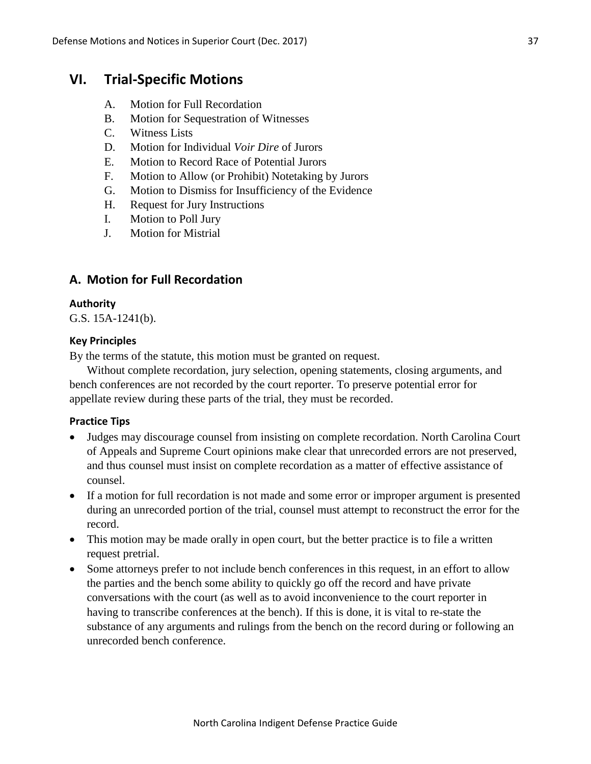# VI. Trial-Specific Motions

A. Motion for Full Recordation
B. Motion for Sequestration of Witnesses
C. Witness Lists
D. Motion for Individual *Voir Dire* of Jurors
E. Motion to Record Race of Potential Jurors
F. Motion to Allow (or Prohibit) Notetaking by Jurors
G. Motion to Dismiss for Insufficiency of the Evidence
H. Request for Jury Instructions
I. Motion to Poll Jury
J. Motion for Mistrial

## A. Motion for Full Recordation

### Authority

G.S. 15A-1241(b).

### Key Principles

By the terms of the statute, this motion must be granted on request.

Without complete recordation, jury selection, opening statements, closing arguments, and bench conferences are not recorded by the court reporter. To preserve potential error for appellate review during these parts of the trial, they must be recorded.

### Practice Tips

- Judges may discourage counsel from insisting on complete recordation. North Carolina Court of Appeals and Supreme Court opinions make clear that unrecorded errors are not preserved, and thus counsel must insist on complete recordation as a matter of effective assistance of counsel.
- If a motion for full recordation is not made and some error or improper argument is presented during an unrecorded portion of the trial, counsel must attempt to reconstruct the error for the record.
- This motion may be made orally in open court, but the better practice is to file a written request pretrial.
- Some attorneys prefer to not include bench conferences in this request, in an effort to allow the parties and the bench some ability to quickly go off the record and have private conversations with the court (as well as to avoid inconvenience to the court reporter in having to transcribe conferences at the bench). If this is done, it is vital to re-state the substance of any arguments and rulings from the bench on the record during or following an unrecorded bench conference.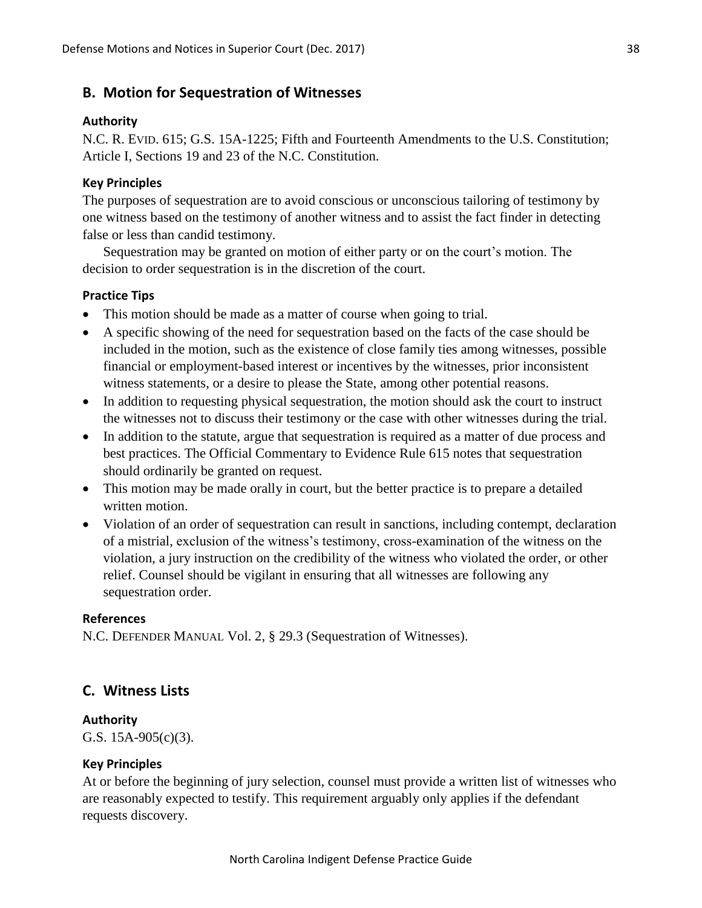## B. Motion for Sequestration of Witnesses

### Authority

N.C. R. EVID. 615; G.S. 15A-1225; Fifth and Fourteenth Amendments to the U.S. Constitution; Article I, Sections 19 and 23 of the N.C. Constitution.

### Key Principles

The purposes of sequestration are to avoid conscious or unconscious tailoring of testimony by one witness based on the testimony of another witness and to assist the fact finder in detecting false or less than candid testimony.

Sequestration may be granted on motion of either party or on the court's motion. The decision to order sequestration is in the discretion of the court.

### Practice Tips

- This motion should be made as a matter of course when going to trial.
- A specific showing of the need for sequestration based on the facts of the case should be included in the motion, such as the existence of close family ties among witnesses, possible financial or employment-based interest or incentives by the witnesses, prior inconsistent witness statements, or a desire to please the State, among other potential reasons.
- In addition to requesting physical sequestration, the motion should ask the court to instruct the witnesses not to discuss their testimony or the case with other witnesses during the trial.
- In addition to the statute, argue that sequestration is required as a matter of due process and best practices. The Official Commentary to Evidence Rule 615 notes that sequestration should ordinarily be granted on request.
- This motion may be made orally in court, but the better practice is to prepare a detailed written motion.
- Violation of an order of sequestration can result in sanctions, including contempt, declaration of a mistrial, exclusion of the witness's testimony, cross-examination of the witness on the violation, a jury instruction on the credibility of the witness who violated the order, or other relief. Counsel should be vigilant in ensuring that all witnesses are following any sequestration order.

### References

N.C. DEFENDER MANUAL Vol. 2, § 29.3 (Sequestration of Witnesses).

## C. Witness Lists

### Authority

G.S. 15A-905(c)(3).

### Key Principles

At or before the beginning of jury selection, counsel must provide a written list of witnesses who are reasonably expected to testify. This requirement arguably only applies if the defendant requests discovery.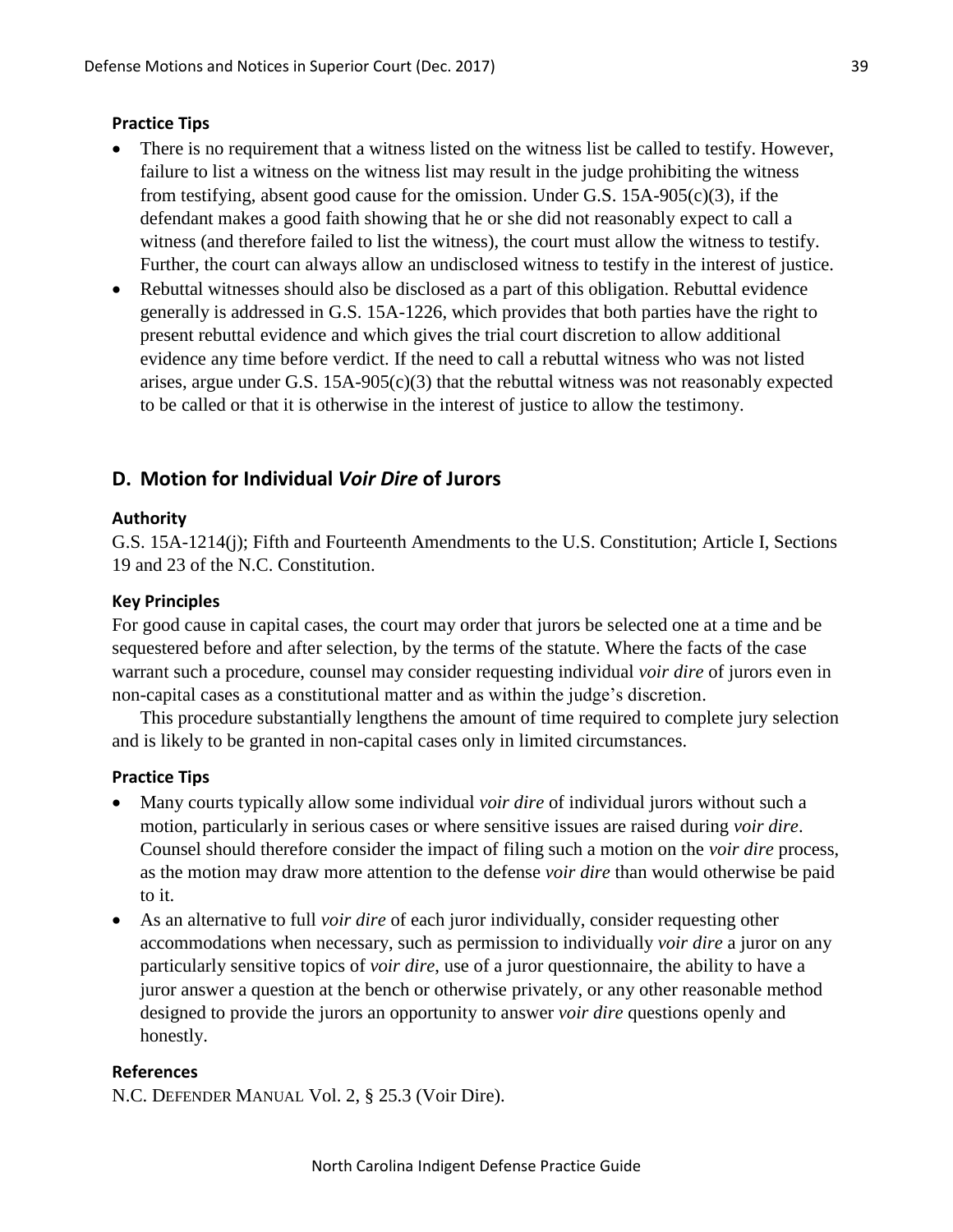**Practice Tips**

- There is no requirement that a witness listed on the witness list be called to testify. However, failure to list a witness on the witness list may result in the judge prohibiting the witness from testifying, absent good cause for the omission. Under G.S. 15A-905(c)(3), if the defendant makes a good faith showing that he or she did not reasonably expect to call a witness (and therefore failed to list the witness), the court must allow the witness to testify. Further, the court can always allow an undisclosed witness to testify in the interest of justice.
- Rebuttal witnesses should also be disclosed as a part of this obligation. Rebuttal evidence generally is addressed in G.S. 15A-1226, which provides that both parties have the right to present rebuttal evidence and which gives the trial court discretion to allow additional evidence any time before verdict. If the need to call a rebuttal witness who was not listed arises, argue under G.S. 15A-905(c)(3) that the rebuttal witness was not reasonably expected to be called or that it is otherwise in the interest of justice to allow the testimony.

## D. Motion for Individual *Voir Dire* of Jurors

**Authority**

G.S. 15A-1214(j); Fifth and Fourteenth Amendments to the U.S. Constitution; Article I, Sections 19 and 23 of the N.C. Constitution.

**Key Principles**

For good cause in capital cases, the court may order that jurors be selected one at a time and be sequestered before and after selection, by the terms of the statute. Where the facts of the case warrant such a procedure, counsel may consider requesting individual *voir dire* of jurors even in non-capital cases as a constitutional matter and as within the judge's discretion.

This procedure substantially lengthens the amount of time required to complete jury selection and is likely to be granted in non-capital cases only in limited circumstances.

**Practice Tips**

- Many courts typically allow some individual *voir dire* of individual jurors without such a motion, particularly in serious cases or where sensitive issues are raised during *voir dire*. Counsel should therefore consider the impact of filing such a motion on the *voir dire* process, as the motion may draw more attention to the defense *voir dire* than would otherwise be paid to it.
- As an alternative to full *voir dire* of each juror individually, consider requesting other accommodations when necessary, such as permission to individually *voir dire* a juror on any particularly sensitive topics of *voir dire*, use of a juror questionnaire, the ability to have a juror answer a question at the bench or otherwise privately, or any other reasonable method designed to provide the jurors an opportunity to answer *voir dire* questions openly and honestly.

**References**

N.C. DEFENDER MANUAL Vol. 2, § 25.3 (Voir Dire).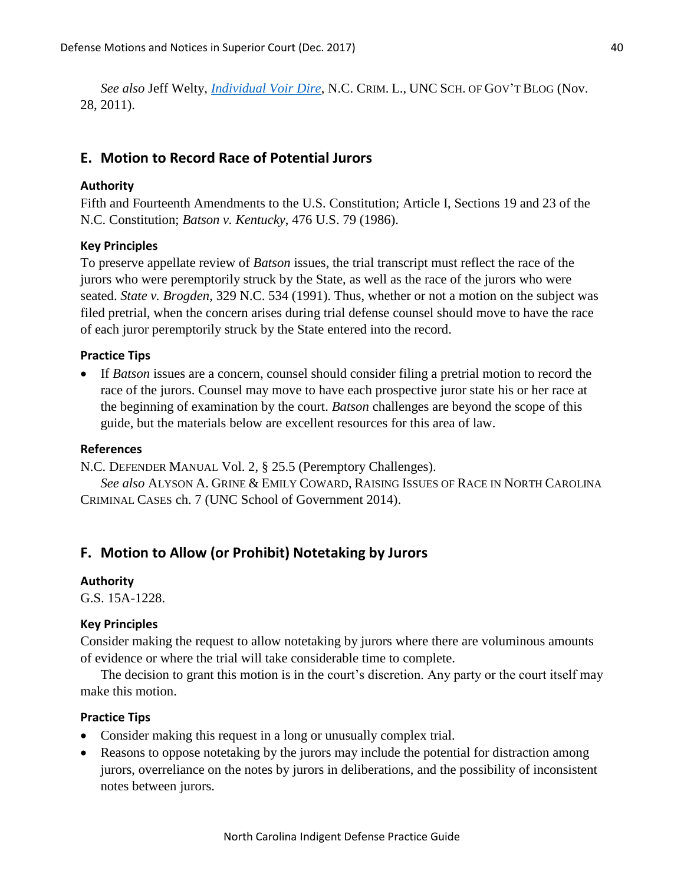*See also* Jeff Welty, [*Individual Voir Dire*](), N.C. CRIM. L., UNC SCH. OF GOV'T BLOG (Nov. 28, 2011).

## E. Motion to Record Race of Potential Jurors

### Authority

Fifth and Fourteenth Amendments to the U.S. Constitution; Article I, Sections 19 and 23 of the N.C. Constitution; *Batson v. Kentucky*, 476 U.S. 79 (1986).

### Key Principles

To preserve appellate review of *Batson* issues, the trial transcript must reflect the race of the jurors who were peremptorily struck by the State, as well as the race of the jurors who were seated. *State v. Brogden*, 329 N.C. 534 (1991). Thus, whether or not a motion on the subject was filed pretrial, when the concern arises during trial defense counsel should move to have the race of each juror peremptorily struck by the State entered into the record.

### Practice Tips

- If *Batson* issues are a concern, counsel should consider filing a pretrial motion to record the race of the jurors. Counsel may move to have each prospective juror state his or her race at the beginning of examination by the court. *Batson* challenges are beyond the scope of this guide, but the materials below are excellent resources for this area of law.

### References

N.C. DEFENDER MANUAL Vol. 2, § 25.5 (Peremptory Challenges).

*See also* ALYSON A. GRINE & EMILY COWARD, RAISING ISSUES OF RACE IN NORTH CAROLINA CRIMINAL CASES ch. 7 (UNC School of Government 2014).

## F. Motion to Allow (or Prohibit) Notetaking by Jurors

### Authority

G.S. 15A-1228.

### Key Principles

Consider making the request to allow notetaking by jurors where there are voluminous amounts of evidence or where the trial will take considerable time to complete.

The decision to grant this motion is in the court's discretion. Any party or the court itself may make this motion.

### Practice Tips

- Consider making this request in a long or unusually complex trial.
- Reasons to oppose notetaking by the jurors may include the potential for distraction among jurors, overreliance on the notes by jurors in deliberations, and the possibility of inconsistent notes between jurors.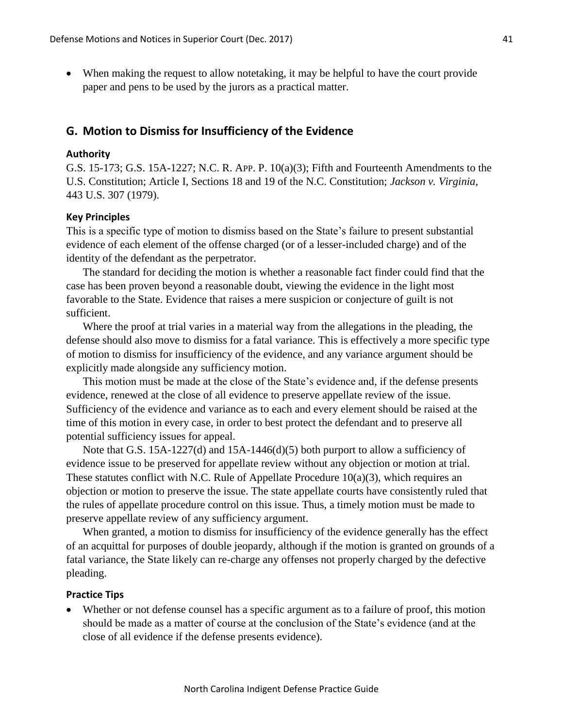- When making the request to allow notetaking, it may be helpful to have the court provide paper and pens to be used by the jurors as a practical matter.

## G. Motion to Dismiss for Insufficiency of the Evidence

### Authority

G.S. 15-173; G.S. 15A-1227; N.C. R. APP. P. 10(a)(3); Fifth and Fourteenth Amendments to the U.S. Constitution; Article I, Sections 18 and 19 of the N.C. Constitution; *Jackson v. Virginia*, 443 U.S. 307 (1979).

### Key Principles

This is a specific type of motion to dismiss based on the State's failure to present substantial evidence of each element of the offense charged (or of a lesser-included charge) and of the identity of the defendant as the perpetrator.

The standard for deciding the motion is whether a reasonable fact finder could find that the case has been proven beyond a reasonable doubt, viewing the evidence in the light most favorable to the State. Evidence that raises a mere suspicion or conjecture of guilt is not sufficient.

Where the proof at trial varies in a material way from the allegations in the pleading, the defense should also move to dismiss for a fatal variance. This is effectively a more specific type of motion to dismiss for insufficiency of the evidence, and any variance argument should be explicitly made alongside any sufficiency motion.

This motion must be made at the close of the State's evidence and, if the defense presents evidence, renewed at the close of all evidence to preserve appellate review of the issue. Sufficiency of the evidence and variance as to each and every element should be raised at the time of this motion in every case, in order to best protect the defendant and to preserve all potential sufficiency issues for appeal.

Note that G.S. 15A-1227(d) and 15A-1446(d)(5) both purport to allow a sufficiency of evidence issue to be preserved for appellate review without any objection or motion at trial. These statutes conflict with N.C. Rule of Appellate Procedure 10(a)(3), which requires an objection or motion to preserve the issue. The state appellate courts have consistently ruled that the rules of appellate procedure control on this issue. Thus, a timely motion must be made to preserve appellate review of any sufficiency argument.

When granted, a motion to dismiss for insufficiency of the evidence generally has the effect of an acquittal for purposes of double jeopardy, although if the motion is granted on grounds of a fatal variance, the State likely can re-charge any offenses not properly charged by the defective pleading.

### Practice Tips

- Whether or not defense counsel has a specific argument as to a failure of proof, this motion should be made as a matter of course at the conclusion of the State's evidence (and at the close of all evidence if the defense presents evidence).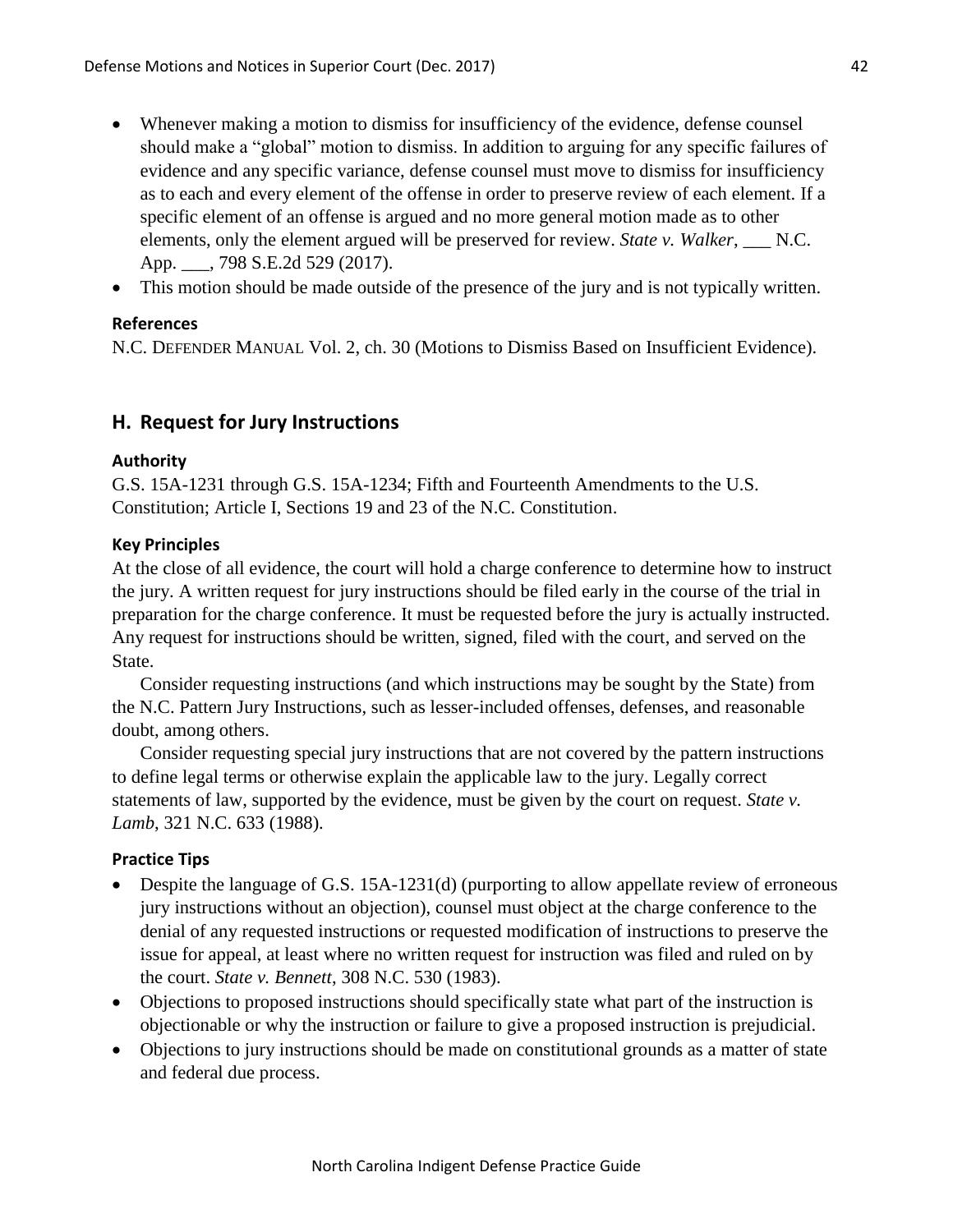- Whenever making a motion to dismiss for insufficiency of the evidence, defense counsel should make a "global" motion to dismiss. In addition to arguing for any specific failures of evidence and any specific variance, defense counsel must move to dismiss for insufficiency as to each and every element of the offense in order to preserve review of each element. If a specific element of an offense is argued and no more general motion made as to other elements, only the element argued will be preserved for review. *State v. Walker*, ___ N.C. App. ___, 798 S.E.2d 529 (2017).
- This motion should be made outside of the presence of the jury and is not typically written.

#### References

N.C. Defender Manual Vol. 2, ch. 30 (Motions to Dismiss Based on Insufficient Evidence).

## H. Request for Jury Instructions

#### Authority

G.S. 15A-1231 through G.S. 15A-1234; Fifth and Fourteenth Amendments to the U.S. Constitution; Article I, Sections 19 and 23 of the N.C. Constitution.

#### Key Principles

At the close of all evidence, the court will hold a charge conference to determine how to instruct the jury. A written request for jury instructions should be filed early in the course of the trial in preparation for the charge conference. It must be requested before the jury is actually instructed. Any request for instructions should be written, signed, filed with the court, and served on the State.

Consider requesting instructions (and which instructions may be sought by the State) from the N.C. Pattern Jury Instructions, such as lesser-included offenses, defenses, and reasonable doubt, among others.

Consider requesting special jury instructions that are not covered by the pattern instructions to define legal terms or otherwise explain the applicable law to the jury. Legally correct statements of law, supported by the evidence, must be given by the court on request. *State v. Lamb*, 321 N.C. 633 (1988).

#### Practice Tips

- Despite the language of G.S. 15A-1231(d) (purporting to allow appellate review of erroneous jury instructions without an objection), counsel must object at the charge conference to the denial of any requested instructions or requested modification of instructions to preserve the issue for appeal, at least where no written request for instruction was filed and ruled on by the court. *State v. Bennett*, 308 N.C. 530 (1983).
- Objections to proposed instructions should specifically state what part of the instruction is objectionable or why the instruction or failure to give a proposed instruction is prejudicial.
- Objections to jury instructions should be made on constitutional grounds as a matter of state and federal due process.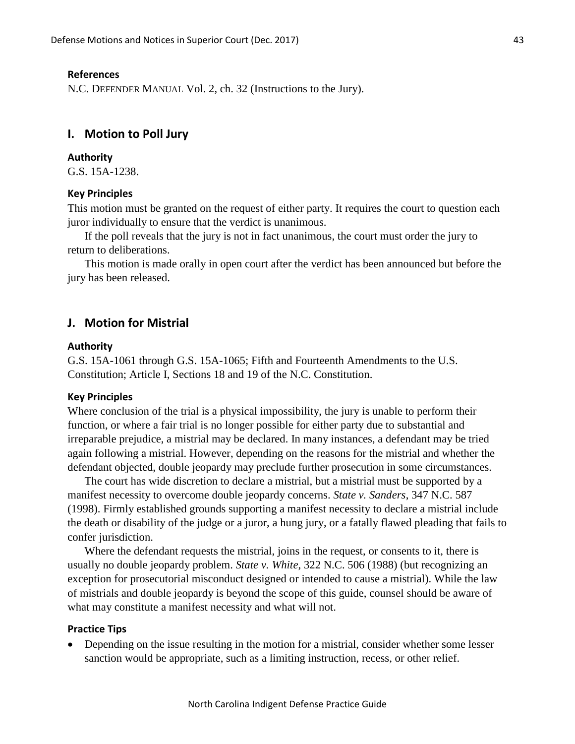#### References

N.C. DEFENDER MANUAL Vol. 2, ch. 32 (Instructions to the Jury).

## I. Motion to Poll Jury

#### Authority

G.S. 15A-1238.

#### Key Principles

This motion must be granted on the request of either party. It requires the court to question each juror individually to ensure that the verdict is unanimous.

If the poll reveals that the jury is not in fact unanimous, the court must order the jury to return to deliberations.

This motion is made orally in open court after the verdict has been announced but before the jury has been released.

## J. Motion for Mistrial

#### Authority

G.S. 15A-1061 through G.S. 15A-1065; Fifth and Fourteenth Amendments to the U.S. Constitution; Article I, Sections 18 and 19 of the N.C. Constitution.

#### Key Principles

Where conclusion of the trial is a physical impossibility, the jury is unable to perform their function, or where a fair trial is no longer possible for either party due to substantial and irreparable prejudice, a mistrial may be declared. In many instances, a defendant may be tried again following a mistrial. However, depending on the reasons for the mistrial and whether the defendant objected, double jeopardy may preclude further prosecution in some circumstances.

The court has wide discretion to declare a mistrial, but a mistrial must be supported by a manifest necessity to overcome double jeopardy concerns. *State v. Sanders*, 347 N.C. 587 (1998). Firmly established grounds supporting a manifest necessity to declare a mistrial include the death or disability of the judge or a juror, a hung jury, or a fatally flawed pleading that fails to confer jurisdiction.

Where the defendant requests the mistrial, joins in the request, or consents to it, there is usually no double jeopardy problem. *State v. White*, 322 N.C. 506 (1988) (but recognizing an exception for prosecutorial misconduct designed or intended to cause a mistrial). While the law of mistrials and double jeopardy is beyond the scope of this guide, counsel should be aware of what may constitute a manifest necessity and what will not.

#### Practice Tips

- Depending on the issue resulting in the motion for a mistrial, consider whether some lesser sanction would be appropriate, such as a limiting instruction, recess, or other relief.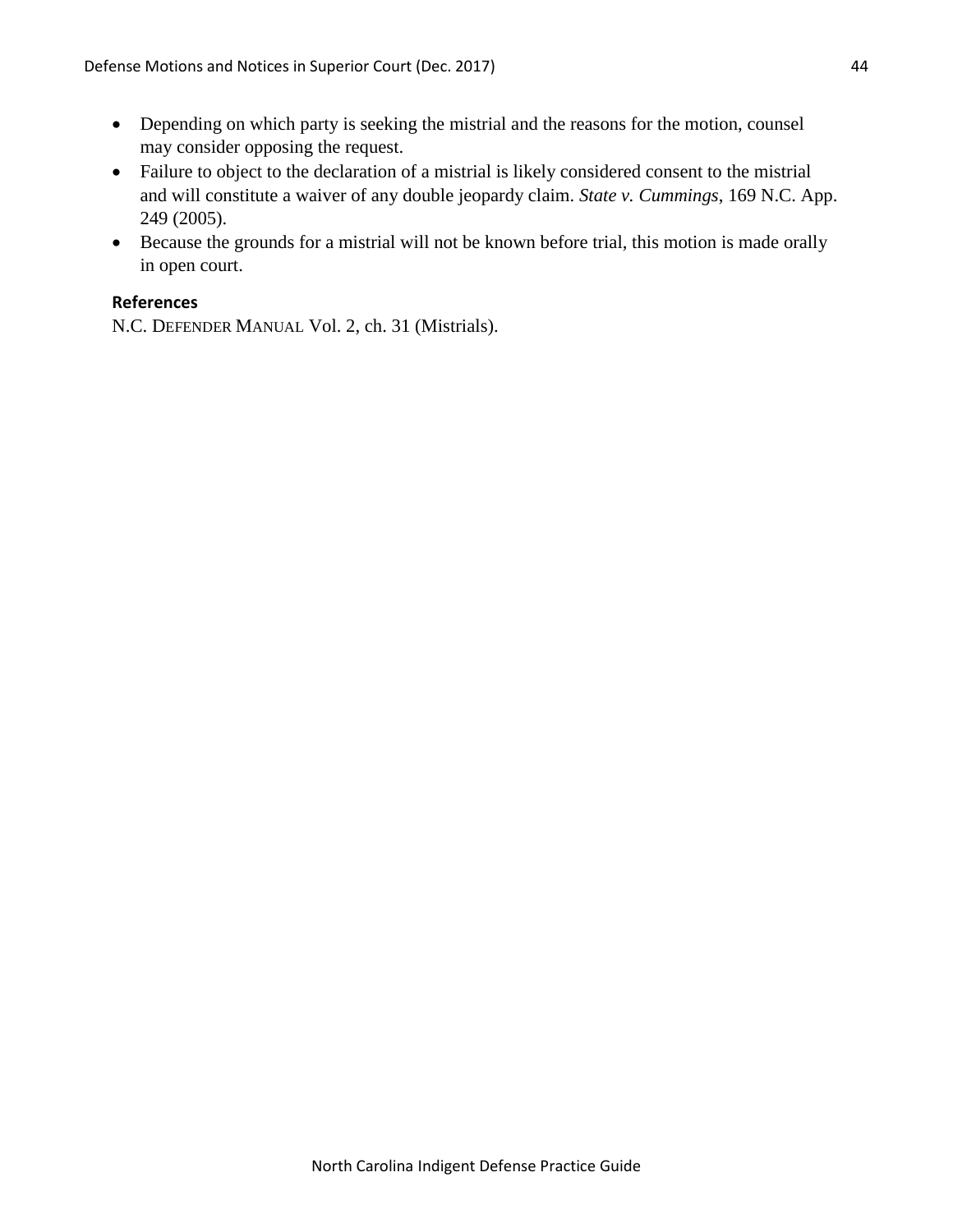- Depending on which party is seeking the mistrial and the reasons for the motion, counsel may consider opposing the request.
- Failure to object to the declaration of a mistrial is likely considered consent to the mistrial and will constitute a waiver of any double jeopardy claim. *State v. Cummings*, 169 N.C. App. 249 (2005).
- Because the grounds for a mistrial will not be known before trial, this motion is made orally in open court.

**References**

N.C. DEFENDER MANUAL Vol. 2, ch. 31 (Mistrials).